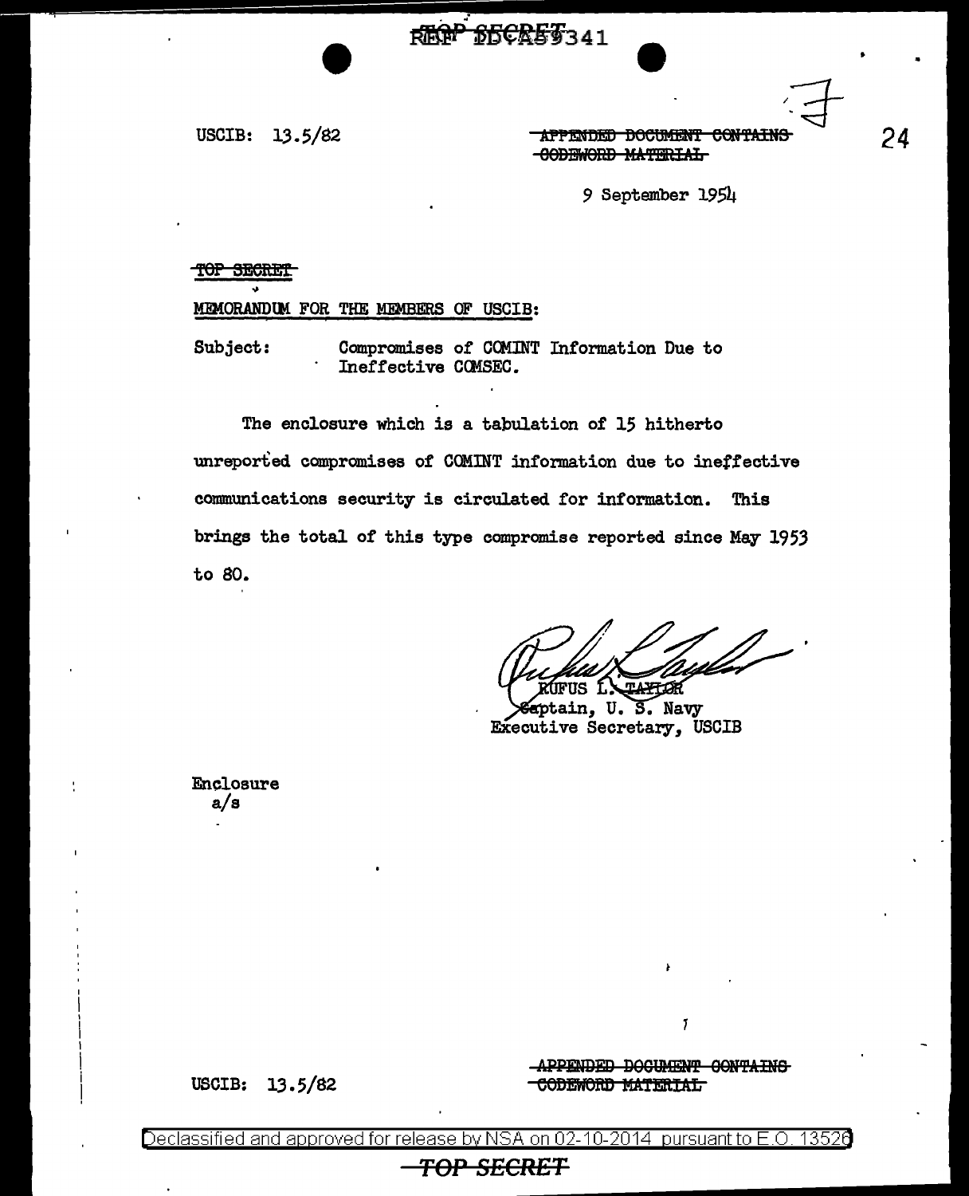USCIB: 13.5/82

~~APPENDED DOCUMENT CONTAINS CODEWORD MATERIAL~~

9 September 1954

~~TOP SECRET~~

MEMORANDUM FOR THE MEMBERS OF USCIB:

Subject: Compromises of COMINT Information Due to Ineffective COMSEC.

The enclosure which is a tabulation of 15 hitherto unreported compromises of COMINT information due to ineffective communications security is circulated for information. This brings the total of this type compromise reported since May 1953 to 80.

RUFUS L. TAYLOR
Captain, U. S. Navy
Executive Secretary, USCIB

Enclosure
a/s

USCIB: 13.5/82

~~APPENDED DOCUMENT CONTAINS CODEWORD MATERIAL~~

Declassified and approved for release by NSA on 02-10-2014 pursuant to E.O. 13526

~~TOP SECRET~~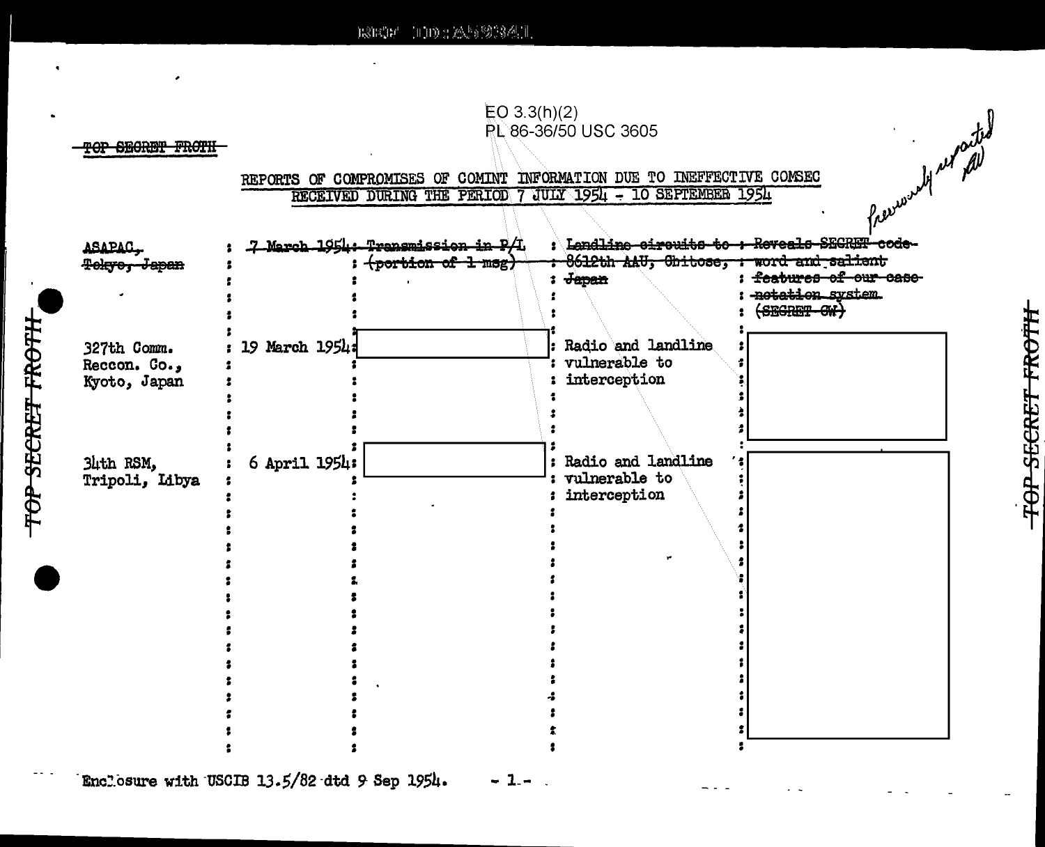EO 3.3(h)(2)
PL 86-36/50 USC 3605

~~TOP SECRET FROTH~~

Previously reported

## REPORTS OF COMPROMISES OF COMINT INFORMATION DUE TO INEFFECTIVE COMSEC RECEIVED DURING THE PERIOD 7 JULY 1954 - 10 SEPTEMBER 1954

| | | | | |
|---|---|---|---|---|
| ~~ASAPAC, Tokyo, Japan~~ | ~~7 March 1954~~ | ~~Transmission in P/L (portion of 1 msg)~~ | ~~Landline circuits to 8612th AAU, Chitose, Japan~~ | ~~Reveals SECRET code-word and salient features of our case-notation system. (SECRET CW)~~ |
| 327th Comm. Reccon. Co., Kyoto, Japan | 19 March 1954 | [redacted] | Radio and landline vulnerable to interception | [redacted] |
| 34th RSM, Tripoli, Libya | 6 April 1954 | [redacted] | Radio and landline vulnerable to interception | [redacted] |

Enclosure with USCIB 13.5/82 dtd 9 Sep 1954.

~~TOP SECRET FROTH~~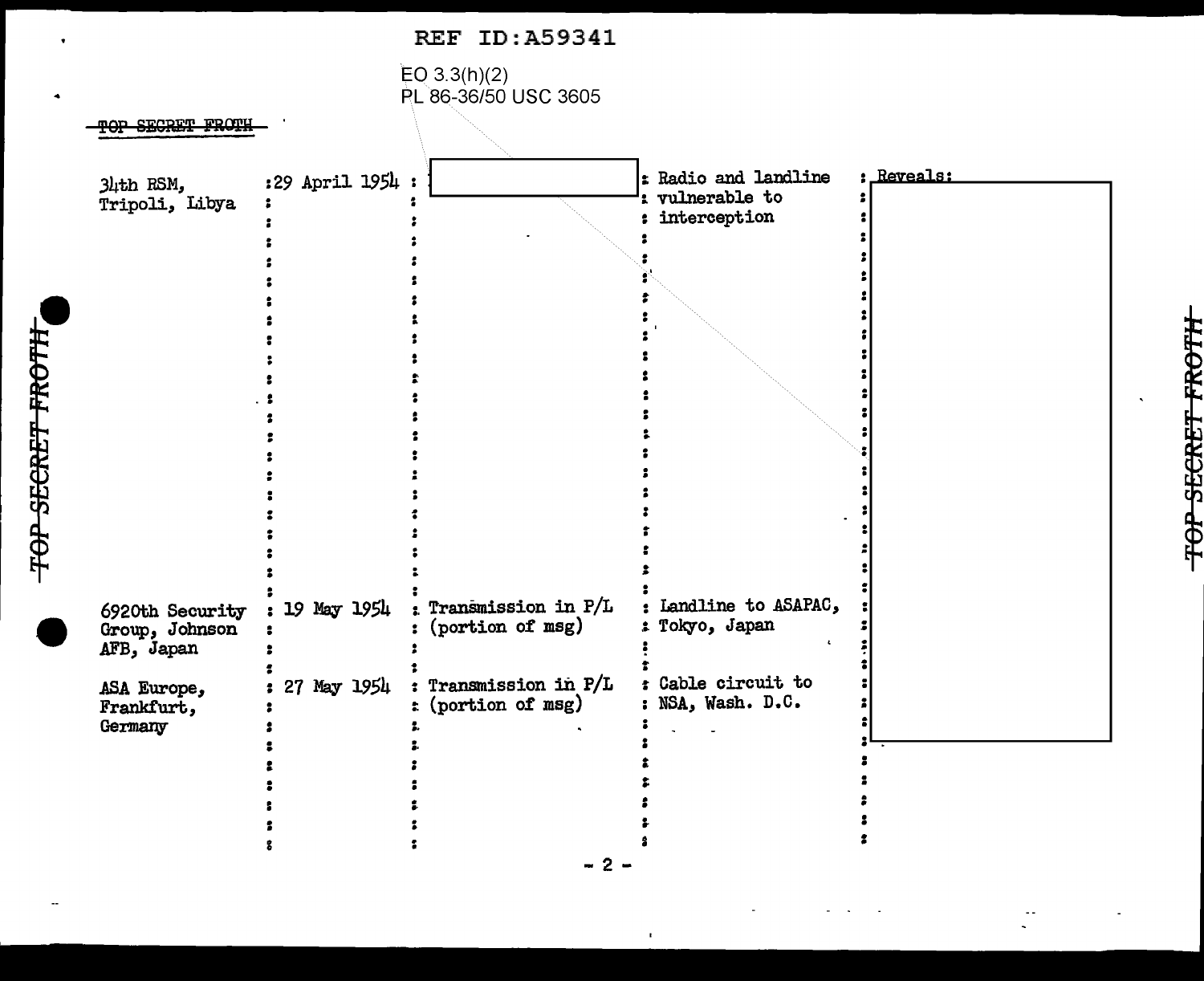REF ID:A59341

EO 3.3(h)(2)
PL 86-36/50 USC 3605

~~TOP SECRET FROTH~~

| | | | | |
|---|---|---|---|---|
| 34th RSM, Tripoli, Libya | 29 April 1954 | | Radio and landline vulnerable to interception | Reveals: |
| 6920th Security Group, Johnson AFB, Japan | 19 May 1954 | Transmission in P/L (portion of msg) | Landline to ASAPAC, Tokyo, Japan | |
| ASA Europe, Frankfurt, Germany | 27 May 1954 | Transmission in P/L (portion of msg) | Cable circuit to NSA, Wash. D.C. | |

~~TOP SECRET FROTH~~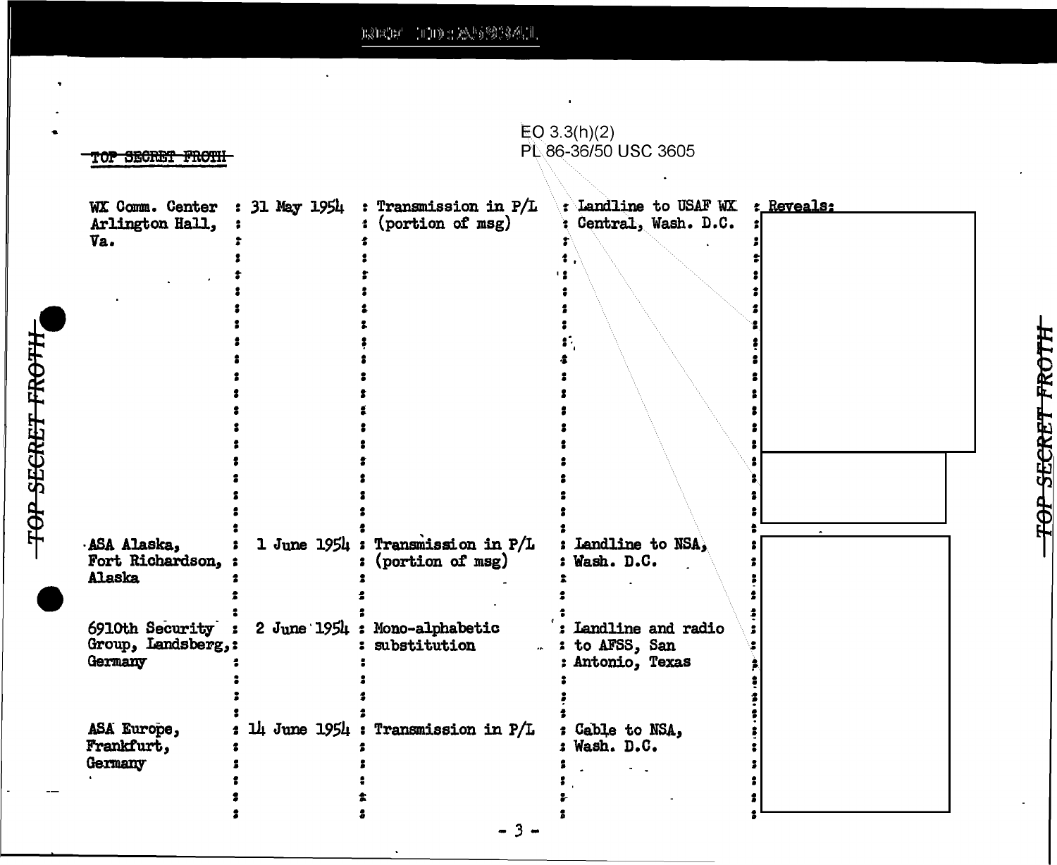EO 3.3(h)(2)
PL 86-36/50 USC 3605

~~TOP SECRET FROTH~~

| | | | | |
|---|---|---|---|---|
| WX Comm. Center Arlington Hall, Va. | 31 May 1954 | Transmission in P/L (portion of msg) | Landline to USAF WX Central, Wash. D.C. | Reveals: |
| ASA Alaska, Fort Richardson, Alaska | 1 June 1954 | Transmission in P/L (portion of msg) | Landline to NSA, Wash. D.C. | |
| 6910th Security Group, Landsberg, Germany | 2 June 1954 | Mono-alphabetic substitution | Landline and radio to AFSS, San Antonio, Texas | |
| ASA Europe, Frankfurt, Germany | 14 June 1954 | Transmission in P/L | Cable to NSA, Wash. D.C. | |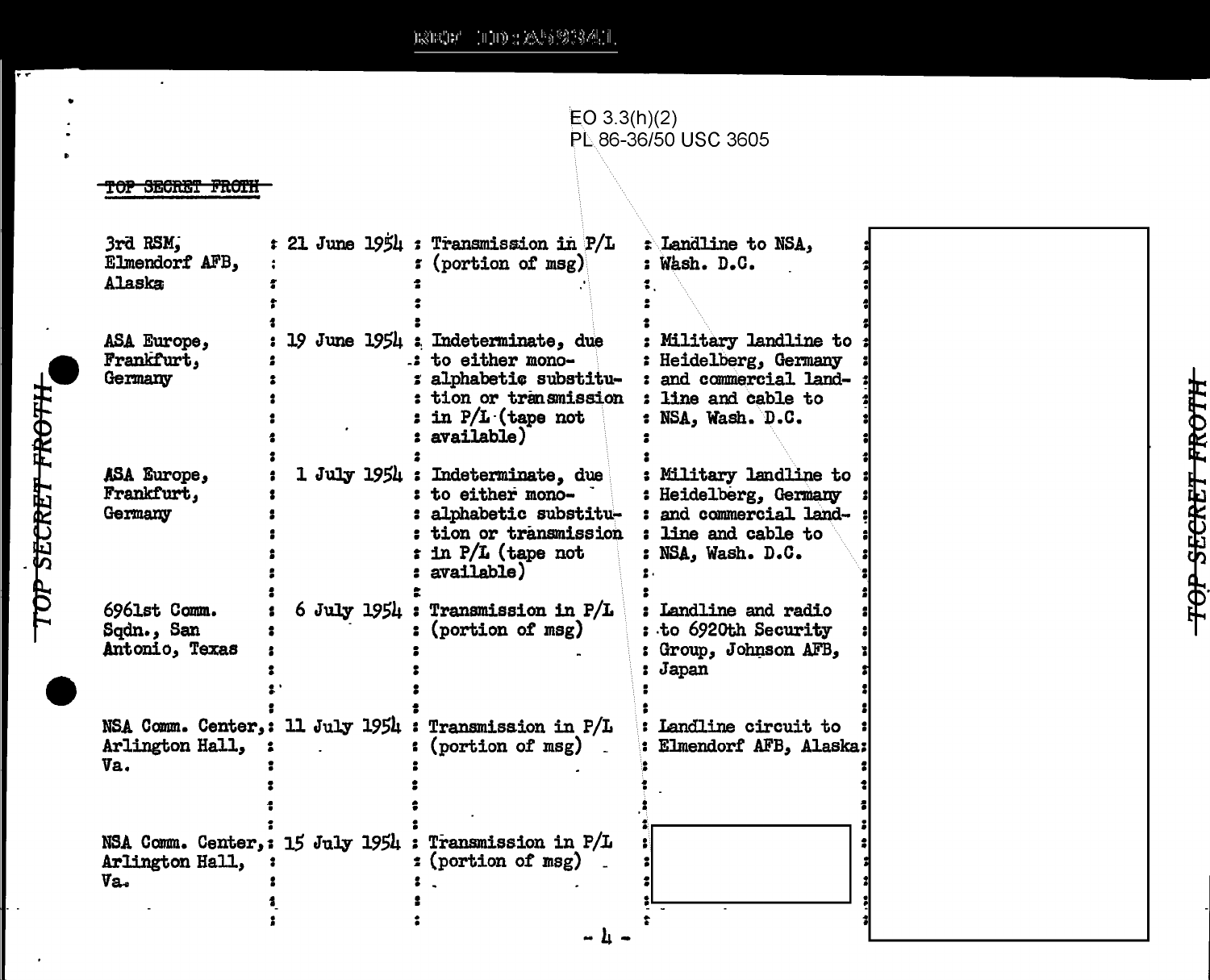EO 3.3(h)(2)
PL 86-36/50 USC 3605

~~TOP SECRET FROTH~~

| | | | | |
|---|---|---|---|---|
| 3rd RSM, Elmendorf AFB, Alaska | 21 June 1954 | Transmission in P/L (portion of msg) | Landline to NSA, Wash. D.C. | |
| ASA Europe, Frankfurt, Germany | 19 June 1954 | Indeterminate, due to either mono-alphabetic substitution or transmission in P/L (tape not available) | Military landline to Heidelberg, Germany and commercial landline and cable to NSA, Wash. D.C. | |
| ASA Europe, Frankfurt, Germany | 1 July 1954 | Indeterminate, due to either mono-alphabetic substitution or transmission in P/L (tape not available) | Military landline to Heidelberg, Germany and commercial landline and cable to NSA, Wash. D.C. | |
| 6961st Comm. Sqdn., San Antonio, Texas | 6 July 1954 | Transmission in P/L (portion of msg) | Landline and radio to 6920th Security Group, Johnson AFB, Japan | |
| NSA Comm. Center, Arlington Hall, Va. | 11 July 1954 | Transmission in P/L (portion of msg) | Landline circuit to Elmendorf AFB, Alaska | |
| NSA Comm. Center, Arlington Hall, Va. | 15 July 1954 | Transmission in P/L (portion of msg) | | |

~~TOP SECRET FROTH~~